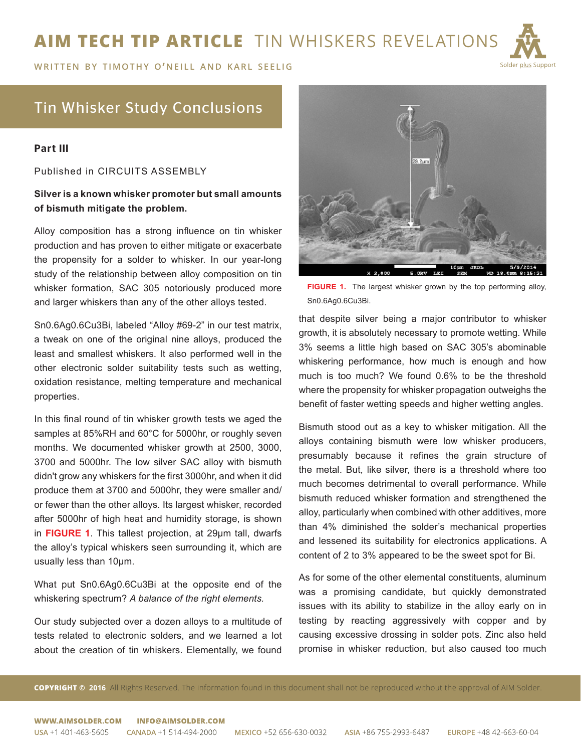# AIM TECH TIP ARTICLE TIN WHISKERS REVELATIONS

WRITTEN BY TIMOTHY O'NEILL AND KARL SEELIG

## Tin Whisker Study Conclusions

**Part III**

Published in CIRCUITS ASSEMBLY

**Silver is a known whisker promoter but small amounts of bismuth mitigate the problem.**

Alloy composition has a strong influence on tin whisker production and has proven to either mitigate or exacerbate the propensity for a solder to whisker. In our year-long study of the relationship between alloy composition on tin whisker formation, SAC 305 notoriously produced more and larger whiskers than any of the other alloys tested.

Sn0.6Ag0.6Cu3Bi, labeled "Alloy #69-2" in our test matrix, a tweak on one of the original nine alloys, produced the least and smallest whiskers. It also performed well in the other electronic solder suitability tests such as wetting, oxidation resistance, melting temperature and mechanical properties.

In this final round of tin whisker growth tests we aged the samples at 85%RH and 60°C for 5000hr, or roughly seven months. We documented whisker growth at 2500, 3000, 3700 and 5000hr. The low silver SAC alloy with bismuth didn't grow any whiskers for the first 3000hr, and when it did produce them at 3700 and 5000hr, they were smaller and/or fewer than the other alloys. Its largest whisker, recorded after 5000hr of high heat and humidity storage, is shown in **FIGURE 1**. This tallest projection, at 29µm tall, dwarfs the alloy's typical whiskers seen surrounding it, which are usually less than 10µm.

What put Sn0.6Ag0.6Cu3Bi at the opposite end of the whiskering spectrum? *A balance of the right elements.*

Our study subjected over a dozen alloys to a multitude of tests related to electronic solders, and we learned a lot about the creation of tin whiskers. Elementally, we found

**FIGURE 1.** The largest whisker grown by the top performing alloy, Sn0.6Ag0.6Cu3Bi.

that despite silver being a major contributor to whisker growth, it is absolutely necessary to promote wetting. While 3% seems a little high based on SAC 305's abominable whiskering performance, how much is enough and how much is too much? We found 0.6% to be the threshold where the propensity for whisker propagation outweighs the benefit of faster wetting speeds and higher wetting angles.

Bismuth stood out as a key to whisker mitigation. All the alloys containing bismuth were low whisker producers, presumably because it refines the grain structure of the metal. But, like silver, there is a threshold where too much becomes detrimental to overall performance. While bismuth reduced whisker formation and strengthened the alloy, particularly when combined with other additives, more than 4% diminished the solder's mechanical properties and lessened its suitability for electronics applications. A content of 2 to 3% appeared to be the sweet spot for Bi.

As for some of the other elemental constituents, aluminum was a promising candidate, but quickly demonstrated issues with its ability to stabilize in the alloy early on in testing by reacting aggressively with copper and by causing excessive drossing in solder pots. Zinc also held promise in whisker reduction, but also caused too much

**COPYRIGHT © 2016** All Rights Reserved. The information found in this document shall not be reproduced without the approval of AIM Solder.

WWW.AIMSOLDER.COM INFO@AIMSOLDER.COM
USA +1 401-463-5605 CANADA +1 514-494-2000 MEXICO +52 656-630-0032 ASIA +86 755-2993-6487 EUROPE +48 42-663-60-04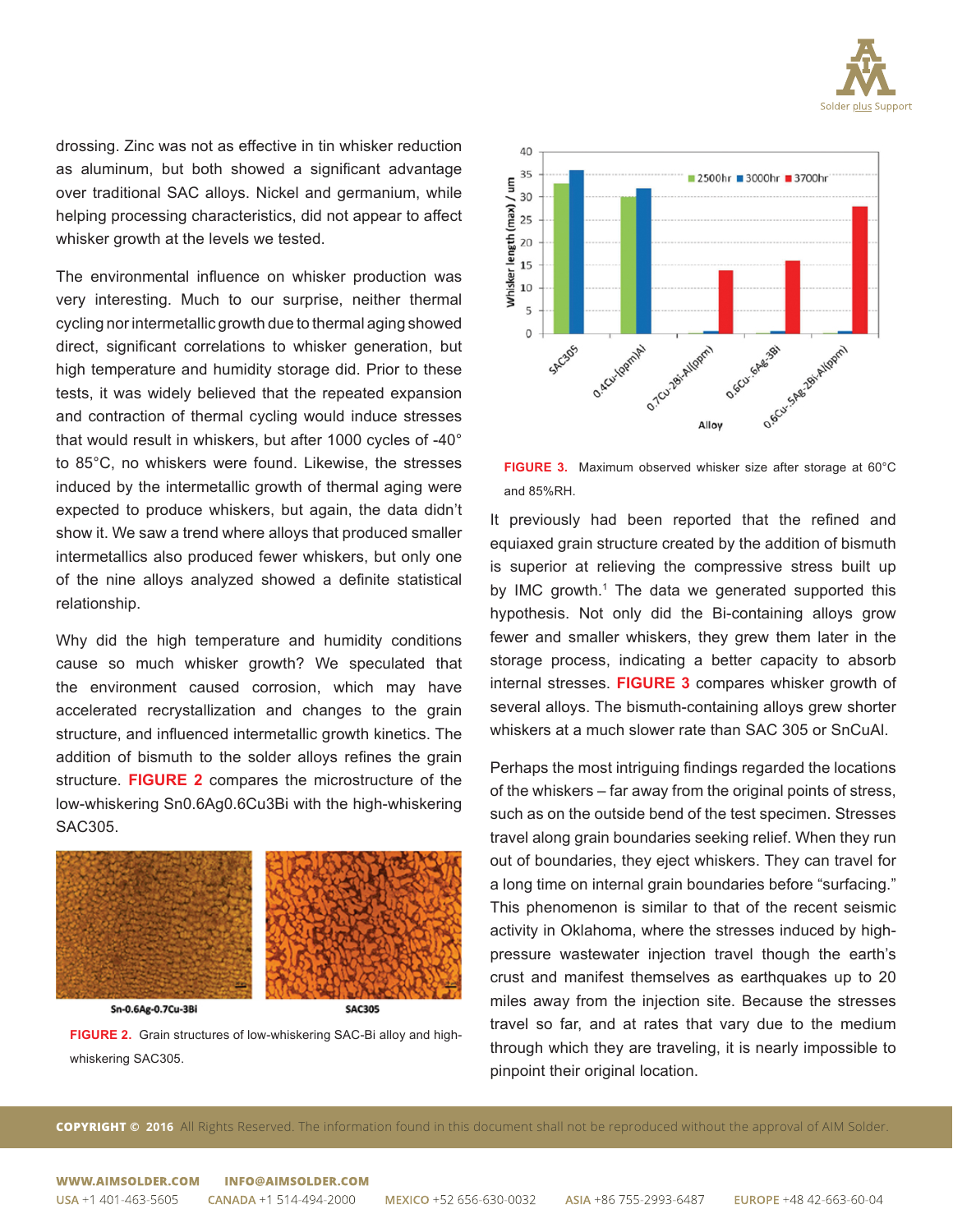drossing. Zinc was not as effective in tin whisker reduction as aluminum, but both showed a significant advantage over traditional SAC alloys. Nickel and germanium, while helping processing characteristics, did not appear to affect whisker growth at the levels we tested.

The environmental influence on whisker production was very interesting. Much to our surprise, neither thermal cycling nor intermetallic growth due to thermal aging showed direct, significant correlations to whisker generation, but high temperature and humidity storage did. Prior to these tests, it was widely believed that the repeated expansion and contraction of thermal cycling would induce stresses that would result in whiskers, but after 1000 cycles of -40° to 85°C, no whiskers were found. Likewise, the stresses induced by the intermetallic growth of thermal aging were expected to produce whiskers, but again, the data didn't show it. We saw a trend where alloys that produced smaller intermetallics also produced fewer whiskers, but only one of the nine alloys analyzed showed a definite statistical relationship.

Why did the high temperature and humidity conditions cause so much whisker growth? We speculated that the environment caused corrosion, which may have accelerated recrystallization and changes to the grain structure, and influenced intermetallic growth kinetics. The addition of bismuth to the solder alloys refines the grain structure. **FIGURE 2** compares the microstructure of the low-whiskering Sn0.6Ag0.6Cu3Bi with the high-whiskering SAC305.

Sn-0.6Ag-0.7Cu-3Bi | SAC305

**FIGURE 2.** Grain structures of low-whiskering SAC-Bi alloy and high-whiskering SAC305.

**FIGURE 3.** Maximum observed whisker size after storage at 60°C and 85%RH.

It previously had been reported that the refined and equiaxed grain structure created by the addition of bismuth is superior at relieving the compressive stress built up by IMC growth.[1] The data we generated supported this hypothesis. Not only did the Bi-containing alloys grow fewer and smaller whiskers, they grew them later in the storage process, indicating a better capacity to absorb internal stresses. **FIGURE 3** compares whisker growth of several alloys. The bismuth-containing alloys grew shorter whiskers at a much slower rate than SAC 305 or SnCuAl.

Perhaps the most intriguing findings regarded the locations of the whiskers – far away from the original points of stress, such as on the outside bend of the test specimen. Stresses travel along grain boundaries seeking relief. When they run out of boundaries, they eject whiskers. They can travel for a long time on internal grain boundaries before "surfacing." This phenomenon is similar to that of the recent seismic activity in Oklahoma, where the stresses induced by high-pressure wastewater injection travel though the earth's crust and manifest themselves as earthquakes up to 20 miles away from the injection site. Because the stresses travel so far, and at rates that vary due to the medium through which they are traveling, it is nearly impossible to pinpoint their original location.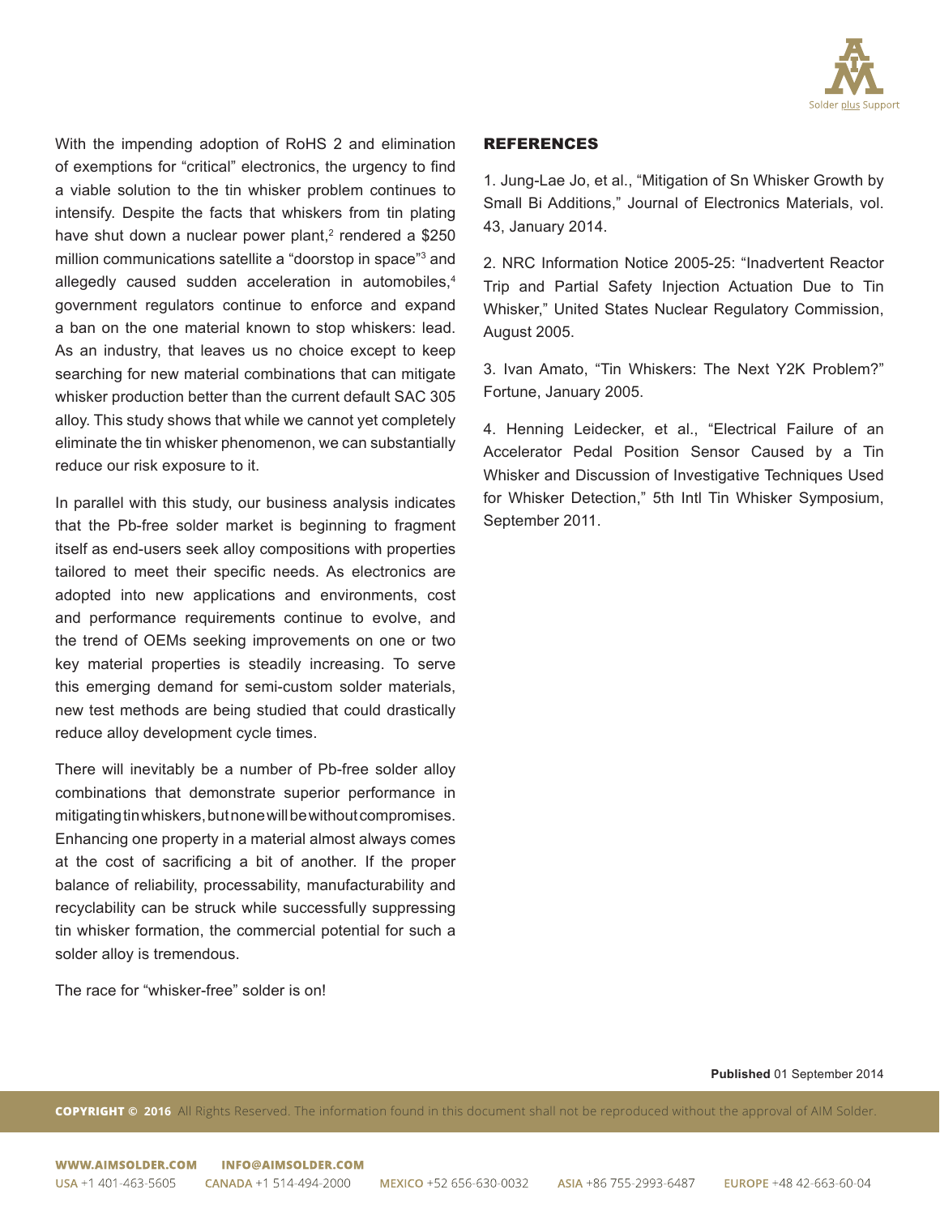With the impending adoption of RoHS 2 and elimination of exemptions for "critical" electronics, the urgency to find a viable solution to the tin whisker problem continues to intensify. Despite the facts that whiskers from tin plating have shut down a nuclear power plant,[2] rendered a $250 million communications satellite a "doorstop in space"[3] and allegedly caused sudden acceleration in automobiles,[4] government regulators continue to enforce and expand a ban on the one material known to stop whiskers: lead. As an industry, that leaves us no choice except to keep searching for new material combinations that can mitigate whisker production better than the current default SAC 305 alloy. This study shows that while we cannot yet completely eliminate the tin whisker phenomenon, we can substantially reduce our risk exposure to it.

In parallel with this study, our business analysis indicates that the Pb-free solder market is beginning to fragment itself as end-users seek alloy compositions with properties tailored to meet their specific needs. As electronics are adopted into new applications and environments, cost and performance requirements continue to evolve, and the trend of OEMs seeking improvements on one or two key material properties is steadily increasing. To serve this emerging demand for semi-custom solder materials, new test methods are being studied that could drastically reduce alloy development cycle times.

There will inevitably be a number of Pb-free solder alloy combinations that demonstrate superior performance in mitigating tin whiskers, but none will be without compromises. Enhancing one property in a material almost always comes at the cost of sacrificing a bit of another. If the proper balance of reliability, processability, manufacturability and recyclability can be struck while successfully suppressing tin whisker formation, the commercial potential for such a solder alloy is tremendous.

The race for "whisker-free" solder is on!

## REFERENCES

1. Jung-Lae Jo, et al., "Mitigation of Sn Whisker Growth by Small Bi Additions," Journal of Electronics Materials, vol. 43, January 2014.

2. NRC Information Notice 2005-25: "Inadvertent Reactor Trip and Partial Safety Injection Actuation Due to Tin Whisker," United States Nuclear Regulatory Commission, August 2005.

3. Ivan Amato, "Tin Whiskers: The Next Y2K Problem?" Fortune, January 2005.

4. Henning Leidecker, et al., "Electrical Failure of an Accelerator Pedal Position Sensor Caused by a Tin Whisker and Discussion of Investigative Techniques Used for Whisker Detection," 5th Intl Tin Whisker Symposium, September 2011.

**Published** 01 September 2014

**COPYRIGHT © 2016** All Rights Reserved. The information found in this document shall not be reproduced without the approval of AIM Solder.

**WWW.AIMSOLDER.COM** **INFO@AIMSOLDER.COM**

USA +1 401-463-5605 CANADA +1 514-494-2000 MEXICO +52 656-630-0032 ASIA +86 755-2993-6487 EUROPE +48 42-663-60-04